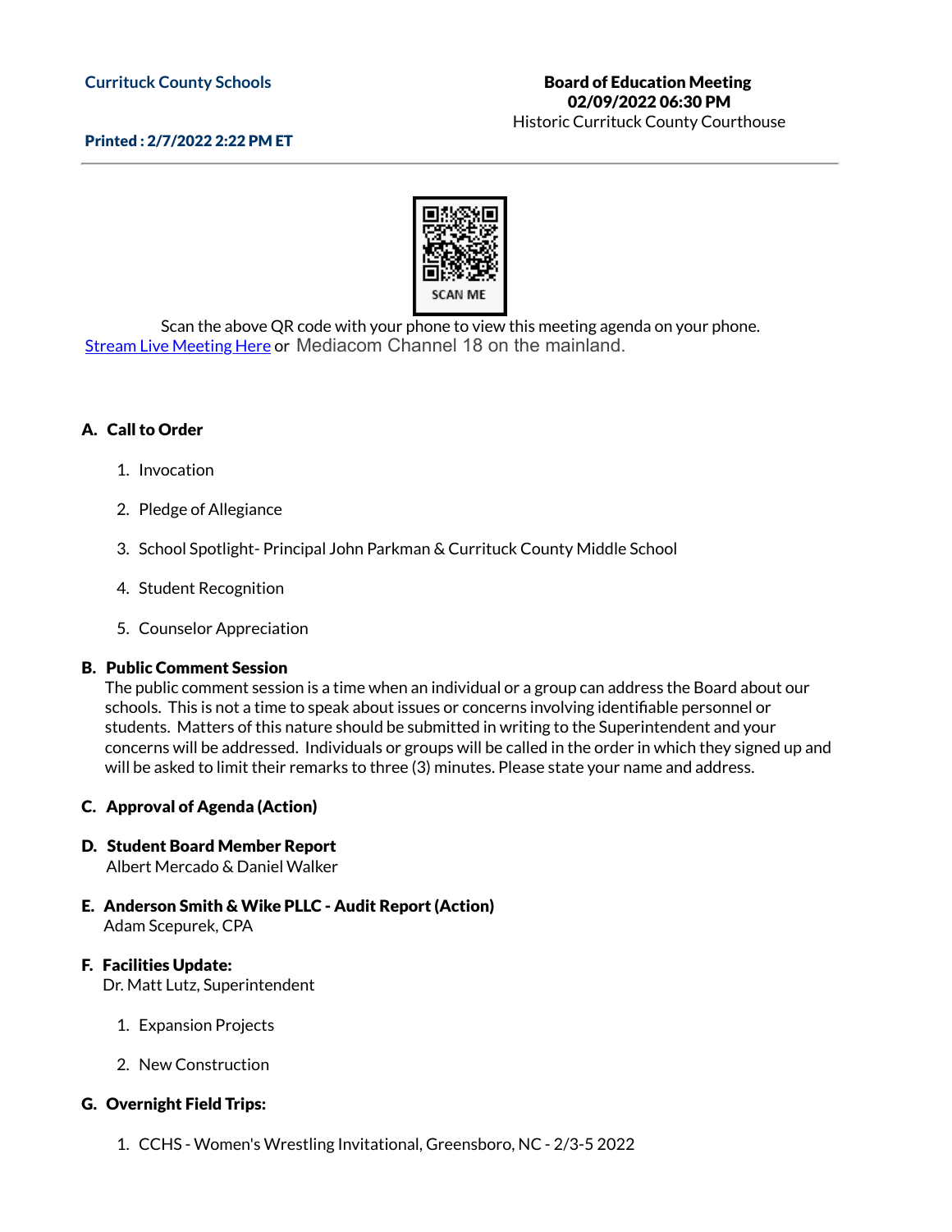Currituck County Schools

**Board of Education Meeting**
**02/09/2022 06:30 PM**
Historic Currituck County Courthouse

**Printed : 2/7/2022 2:22 PM ET**

SCAN ME

Scan the above QR code with your phone to view this meeting agenda on your phone.
Stream Live Meeting Here or Mediacom Channel 18 on the mainland.

## A. Call to Order

1. Invocation
2. Pledge of Allegiance
3. School Spotlight- Principal John Parkman & Currituck County Middle School
4. Student Recognition
5. Counselor Appreciation

## B. Public Comment Session

The public comment session is a time when an individual or a group can address the Board about our schools. This is not a time to speak about issues or concerns involving identifiable personnel or students. Matters of this nature should be submitted in writing to the Superintendent and your concerns will be addressed. Individuals or groups will be called in the order in which they signed up and will be asked to limit their remarks to three (3) minutes. Please state your name and address.

## C. Approval of Agenda (Action)

## D. Student Board Member Report

Albert Mercado & Daniel Walker

## E. Anderson Smith & Wike PLLC - Audit Report (Action)

Adam Scepurek, CPA

## F. Facilities Update:

Dr. Matt Lutz, Superintendent

1. Expansion Projects
2. New Construction

## G. Overnight Field Trips:

1. CCHS - Women's Wrestling Invitational, Greensboro, NC - 2/3-5 2022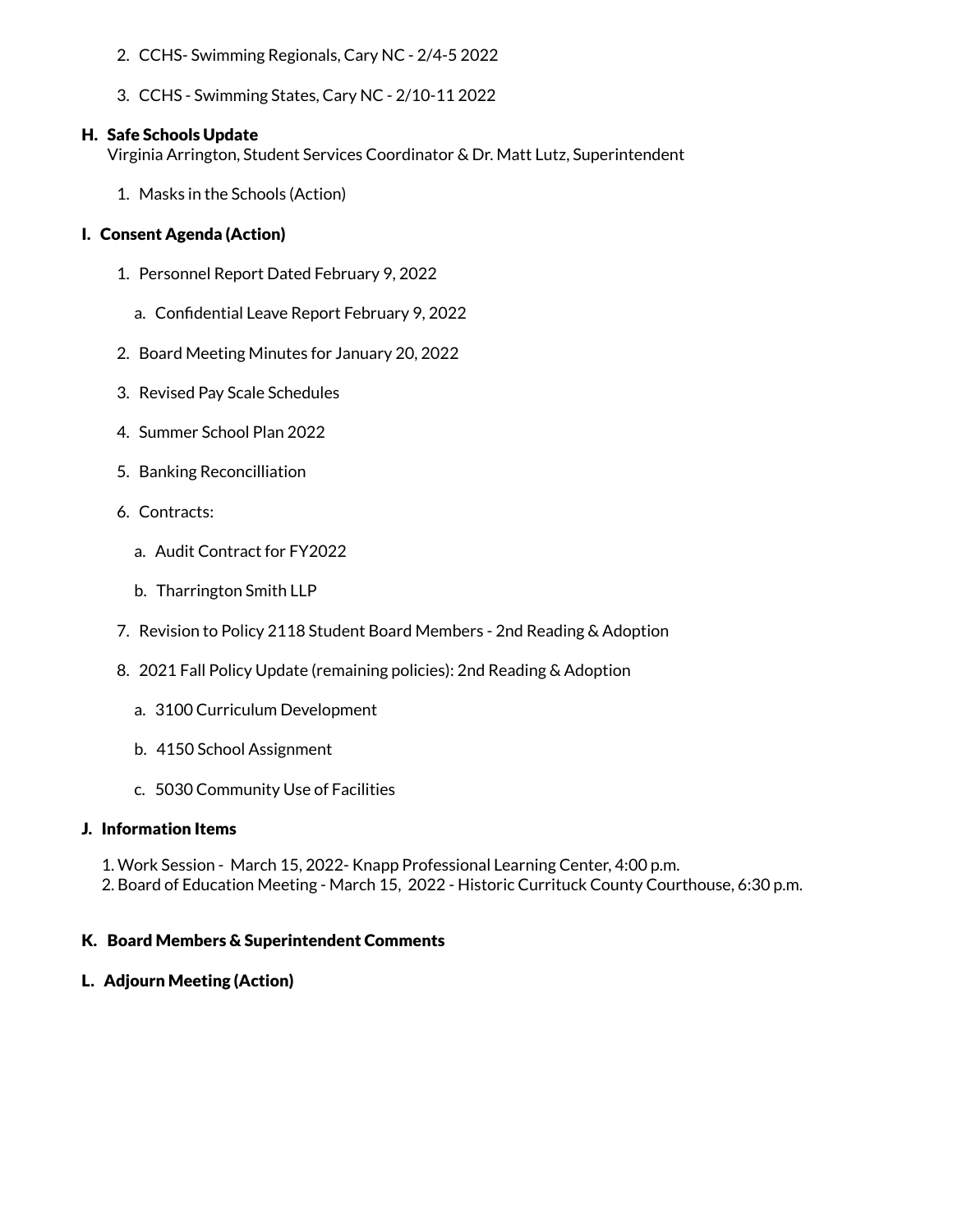2. CCHS- Swimming Regionals, Cary NC - 2/4-5 2022

3. CCHS - Swimming States, Cary NC - 2/10-11 2022

## H. Safe Schools Update

Virginia Arrington, Student Services Coordinator & Dr. Matt Lutz, Superintendent

1. Masks in the Schools (Action)

## I. Consent Agenda (Action)

1. Personnel Report Dated February 9, 2022
   a. Confidential Leave Report February 9, 2022
2. Board Meeting Minutes for January 20, 2022
3. Revised Pay Scale Schedules
4. Summer School Plan 2022
5. Banking Reconcilliation
6. Contracts:
   a. Audit Contract for FY2022
   b. Tharrington Smith LLP
7. Revision to Policy 2118 Student Board Members - 2nd Reading & Adoption
8. 2021 Fall Policy Update (remaining policies): 2nd Reading & Adoption
   a. 3100 Curriculum Development
   b. 4150 School Assignment
   c. 5030 Community Use of Facilities

## J. Information Items

1. Work Session - March 15, 2022- Knapp Professional Learning Center, 4:00 p.m.
2. Board of Education Meeting - March 15, 2022 - Historic Currituck County Courthouse, 6:30 p.m.

## K. Board Members & Superintendent Comments

## L. Adjourn Meeting (Action)